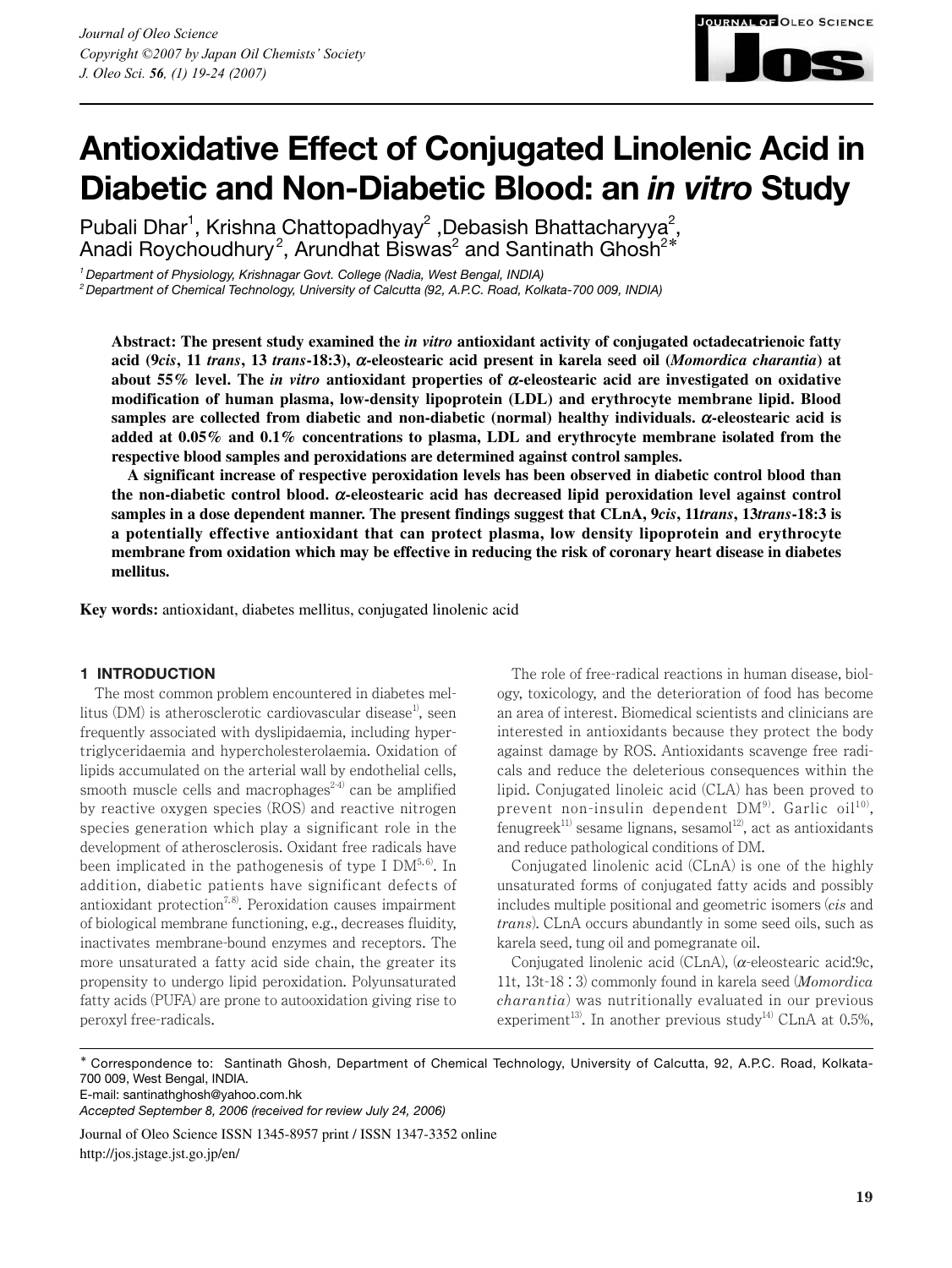# Antioxidative Effect of Conjugated Linolenic Acid in Diabetic and Non-Diabetic Blood: an *in vitro* Study

Pubali Dhar[1], Krishna Chattopadhyay[2], Debasish Bhattacharyya[2], Anadi Roychoudhury[2], Arundhat Biswas[2] and Santinath Ghosh[2]*

[1] *Department of Physiology, Krishnagar Govt. College (Nadia, West Bengal, INDIA)*
[2] *Department of Chemical Technology, University of Calcutta (92, A.P.C. Road, Kolkata-700 009, INDIA)*

**Abstract: The present study examined the *in vitro* antioxidant activity of conjugated octadecatrienoic fatty acid (9*cis*, 11 *trans*, 13 *trans*-18:3), α-eleostearic acid present in karela seed oil (*Momordica charantia*) at about 55% level. The *in vitro* antioxidant properties of α-eleostearic acid are investigated on oxidative modification of human plasma, low-density lipoprotein (LDL) and erythrocyte membrane lipid. Blood samples are collected from diabetic and non-diabetic (normal) healthy individuals. α-eleostearic acid is added at 0.05% and 0.1% concentrations to plasma, LDL and erythrocyte membrane isolated from the respective blood samples and peroxidations are determined against control samples.**

**A significant increase of respective peroxidation levels has been observed in diabetic control blood than the non-diabetic control blood. α-eleostearic acid has decreased lipid peroxidation level against control samples in a dose dependent manner. The present findings suggest that CLnA, 9*cis*, 11*trans*, 13*trans*-18:3 is a potentially effective antioxidant that can protect plasma, low density lipoprotein and erythrocyte membrane from oxidation which may be effective in reducing the risk of coronary heart disease in diabetes mellitus.**

**Key words:** antioxidant, diabetes mellitus, conjugated linolenic acid

## 1 INTRODUCTION

The most common problem encountered in diabetes mellitus (DM) is atherosclerotic cardiovascular disease[1], seen frequently associated with dyslipidaemia, including hypertriglyceridaemia and hypercholesterolaemia. Oxidation of lipids accumulated on the arterial wall by endothelial cells, smooth muscle cells and macrophages[2-4] can be amplified by reactive oxygen species (ROS) and reactive nitrogen species generation which play a significant role in the development of atherosclerosis. Oxidant free radicals have been implicated in the pathogenesis of type I DM[5, 6]. In addition, diabetic patients have significant defects of antioxidant protection[7, 8]. Peroxidation causes impairment of biological membrane functioning, e.g., decreases fluidity, inactivates membrane-bound enzymes and receptors. The more unsaturated a fatty acid side chain, the greater its propensity to undergo lipid peroxidation. Polyunsaturated fatty acids (PUFA) are prone to autooxidation giving rise to peroxyl free-radicals.

The role of free-radical reactions in human disease, biology, toxicology, and the deterioration of food has become an area of interest. Biomedical scientists and clinicians are interested in antioxidants because they protect the body against damage by ROS. Antioxidants scavenge free radicals and reduce the deleterious consequences within the lipid. Conjugated linoleic acid (CLA) has been proved to prevent non-insulin dependent DM[9]. Garlic oil[10], fenugreek[11] sesame lignans, sesamol[12], act as antioxidants and reduce pathological conditions of DM.

Conjugated linolenic acid (CLnA) is one of the highly unsaturated forms of conjugated fatty acids and possibly includes multiple positional and geometric isomers (*cis* and *trans*). CLnA occurs abundantly in some seed oils, such as karela seed, tung oil and pomegranate oil.

Conjugated linolenic acid (CLnA), (α-eleostearic acid:9c, 11t, 13t-18：3) commonly found in karela seed (*Momordica charantia*) was nutritionally evaluated in our previous experiment[13]. In another previous study[14] CLnA at 0.5%,

---

\* Correspondence to: Santinath Ghosh, Department of Chemical Technology, University of Calcutta, 92, A.P.C. Road, Kolkata-700 009, West Bengal, INDIA.
E-mail: santinathghosh@yahoo.com.hk
*Accepted September 8, 2006 (received for review July 24, 2006)*

Journal of Oleo Science ISSN 1345-8957 print / ISSN 1347-3352 online
http://jos.jstage.jst.go.jp/en/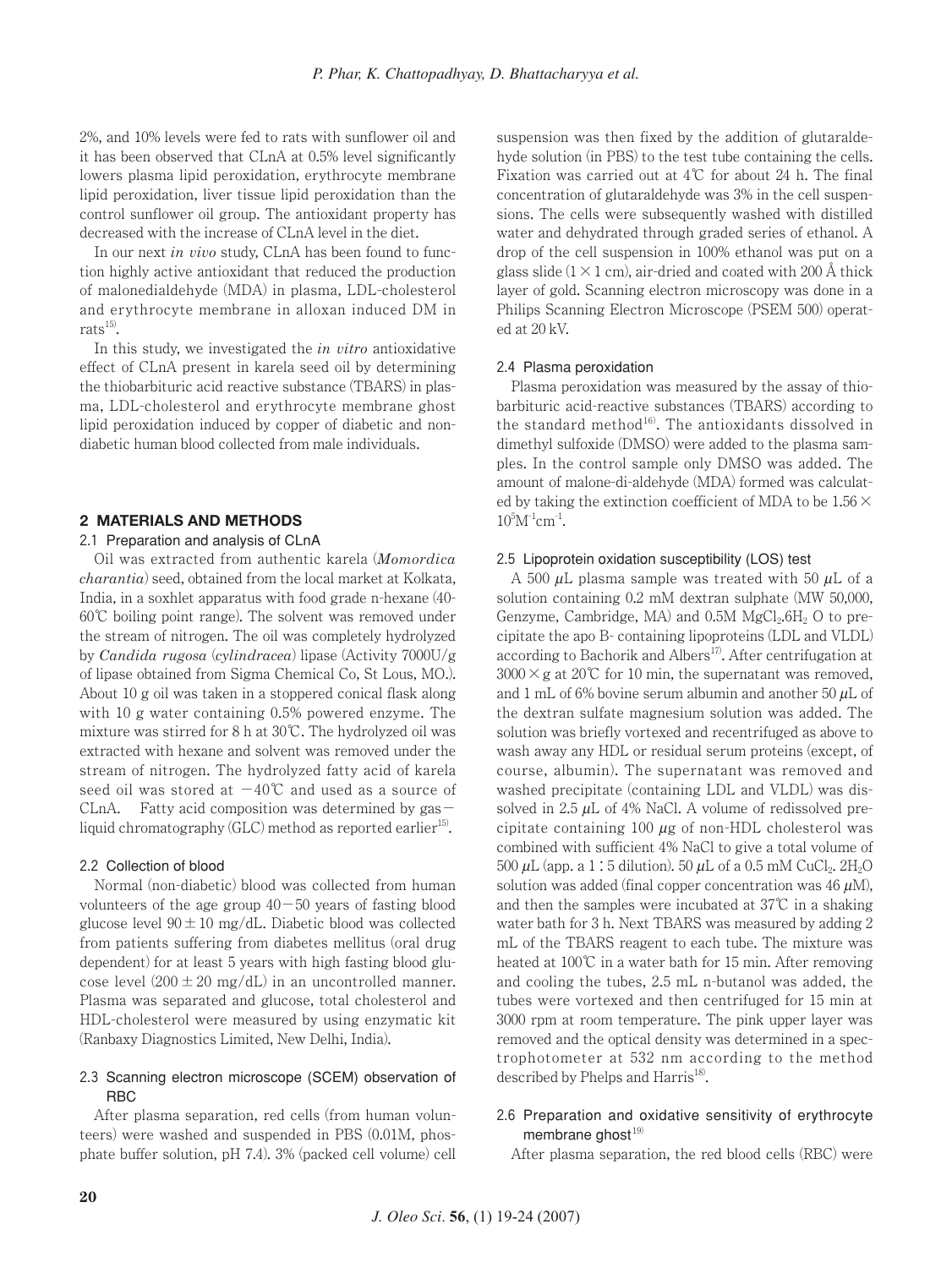2%, and 10% levels were fed to rats with sunflower oil and it has been observed that CLnA at 0.5% level significantly lowers plasma lipid peroxidation, erythrocyte membrane lipid peroxidation, liver tissue lipid peroxidation than the control sunflower oil group. The antioxidant property has decreased with the increase of CLnA level in the diet.

In our next *in vivo* study, CLnA has been found to function highly active antioxidant that reduced the production of malonedialdehyde (MDA) in plasma, LDL-cholesterol and erythrocyte membrane in alloxan induced DM in rats[15].

In this study, we investigated the *in vitro* antioxidative effect of CLnA present in karela seed oil by determining the thiobarbituric acid reactive substance (TBARS) in plasma, LDL-cholesterol and erythrocyte membrane ghost lipid peroxidation induced by copper of diabetic and non-diabetic human blood collected from male individuals.

## 2 MATERIALS AND METHODS

### 2.1 Preparation and analysis of CLnA

Oil was extracted from authentic karela (*Momordica charantia*) seed, obtained from the local market at Kolkata, India, in a soxhlet apparatus with food grade n-hexane (40-60℃ boiling point range). The solvent was removed under the stream of nitrogen. The oil was completely hydrolyzed by *Candida rugosa* (*cylindracea*) lipase (Activity 7000U/g of lipase obtained from Sigma Chemical Co, St Lous, MO.). About 10 g oil was taken in a stoppered conical flask along with 10 g water containing 0.5% powered enzyme. The mixture was stirred for 8 h at 30℃. The hydrolyzed oil was extracted with hexane and solvent was removed under the stream of nitrogen. The hydrolyzed fatty acid of karela seed oil was stored at −40℃ and used as a source of CLnA. Fatty acid composition was determined by gas−liquid chromatography (GLC) method as reported earlier[15].

### 2.2 Collection of blood

Normal (non-diabetic) blood was collected from human volunteers of the age group 40−50 years of fasting blood glucose level 90 ± 10 mg/dL. Diabetic blood was collected from patients suffering from diabetes mellitus (oral drug dependent) for at least 5 years with high fasting blood glucose level (200 ± 20 mg/dL) in an uncontrolled manner. Plasma was separated and glucose, total cholesterol and HDL-cholesterol were measured by using enzymatic kit (Ranbaxy Diagnostics Limited, New Delhi, India).

### 2.3 Scanning electron microscope (SCEM) observation of RBC

After plasma separation, red cells (from human volunteers) were washed and suspended in PBS (0.01M, phosphate buffer solution, pH 7.4). 3% (packed cell volume) cell suspension was then fixed by the addition of glutaraldehyde solution (in PBS) to the test tube containing the cells. Fixation was carried out at 4℃ for about 24 h. The final concentration of glutaraldehyde was 3% in the cell suspensions. The cells were subsequently washed with distilled water and dehydrated through graded series of ethanol. A drop of the cell suspension in 100% ethanol was put on a glass slide (1 × 1 cm), air-dried and coated with 200 Å thick layer of gold. Scanning electron microscopy was done in a Philips Scanning Electron Microscope (PSEM 500) operated at 20 kV.

### 2.4 Plasma peroxidation

Plasma peroxidation was measured by the assay of thiobarbituric acid-reactive substances (TBARS) according to the standard method[16]. The antioxidants dissolved in dimethyl sulfoxide (DMSO) were added to the plasma samples. In the control sample only DMSO was added. The amount of malone-di-aldehyde (MDA) formed was calculated by taking the extinction coefficient of MDA to be $1.56 \times 10^5 M^{-1}cm^{-1}$.

### 2.5 Lipoprotein oxidation susceptibility (LOS) test

A 500 μL plasma sample was treated with 50 μL of a solution containing 0.2 mM dextran sulphate (MW 50,000, Genzyme, Cambridge, MA) and 0.5M $MgCl_2.6H_2O$ to precipitate the apo B- containing lipoproteins (LDL and VLDL) according to Bachorik and Albers[17]. After centrifugation at 3000 × g at 20℃ for 10 min, the supernatant was removed, and 1 mL of 6% bovine serum albumin and another 50 μL of the dextran sulfate magnesium solution was added. The solution was briefly vortexed and recentrifuged as above to wash away any HDL or residual serum proteins (except, of course, albumin). The supernatant was removed and washed precipitate (containing LDL and VLDL) was dissolved in 2.5 μL of 4% NaCl. A volume of redissolved precipitate containing 100 μg of non-HDL cholesterol was combined with sufficient 4% NaCl to give a total volume of 500 μL (app. a 1 : 5 dilution). 50 μL of a 0.5 mM $CuCl_2. 2H_2O$ solution was added (final copper concentration was 46 μM), and then the samples were incubated at 37℃ in a shaking water bath for 3 h. Next TBARS was measured by adding 2 mL of the TBARS reagent to each tube. The mixture was heated at 100℃ in a water bath for 15 min. After removing and cooling the tubes, 2.5 mL n-butanol was added, the tubes were vortexed and then centrifuged for 15 min at 3000 rpm at room temperature. The pink upper layer was removed and the optical density was determined in a spectrophotometer at 532 nm according to the method described by Phelps and Harris[18].

### 2.6 Preparation and oxidative sensitivity of erythrocyte membrane ghost[19]

After plasma separation, the red blood cells (RBC) were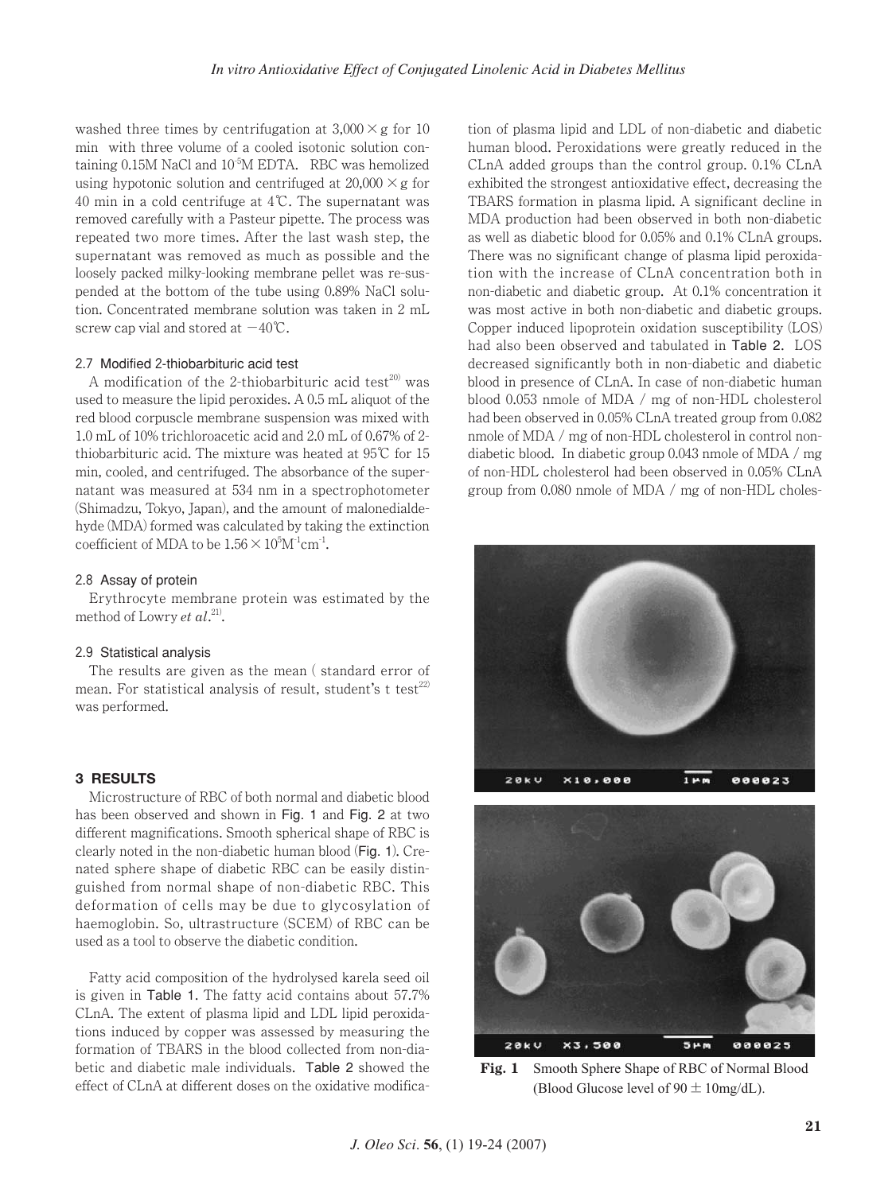washed three times by centrifugation at $3,000 \times g$ for 10 min with three volume of a cooled isotonic solution containing 0.15M NaCl and $10^{-5}$M EDTA. RBC was hemolized using hypotonic solution and centrifuged at $20,000 \times g$ for 40 min in a cold centrifuge at 4℃. The supernatant was removed carefully with a Pasteur pipette. The process was repeated two more times. After the last wash step, the supernatant was removed as much as possible and the loosely packed milky-looking membrane pellet was re-suspended at the bottom of the tube using 0.89% NaCl solution. Concentrated membrane solution was taken in 2 mL screw cap vial and stored at −40℃.

### 2.7 Modified 2-thiobarbituric acid test

A modification of the 2-thiobarbituric acid test[20] was used to measure the lipid peroxides. A 0.5 mL aliquot of the red blood corpuscle membrane suspension was mixed with 1.0 mL of 10% trichloroacetic acid and 2.0 mL of 0.67% of 2-thiobarbituric acid. The mixture was heated at 95℃ for 15 min, cooled, and centrifuged. The absorbance of the supernatant was measured at 534 nm in a spectrophotometer (Shimadzu, Tokyo, Japan), and the amount of malonedialdehyde (MDA) formed was calculated by taking the extinction coefficient of MDA to be $1.56 \times 10^{5} M^{-1} cm^{-1}$.

### 2.8 Assay of protein

Erythrocyte membrane protein was estimated by the method of Lowry *et al*.[21].

### 2.9 Statistical analysis

The results are given as the mean ( standard error of mean. For statistical analysis of result, student's t test[22] was performed.

## 3 RESULTS

Microstructure of RBC of both normal and diabetic blood has been observed and shown in Fig. 1 and Fig. 2 at two different magnifications. Smooth spherical shape of RBC is clearly noted in the non-diabetic human blood (Fig. 1). Crenated sphere shape of diabetic RBC can be easily distinguished from normal shape of non-diabetic RBC. This deformation of cells may be due to glycosylation of haemoglobin. So, ultrastructure (SCEM) of RBC can be used as a tool to observe the diabetic condition.

Fatty acid composition of the hydrolysed karela seed oil is given in Table 1. The fatty acid contains about 57.7% CLnA. The extent of plasma lipid and LDL lipid peroxidations induced by copper was assessed by measuring the formation of TBARS in the blood collected from non-diabetic and diabetic male individuals. Table 2 showed the effect of CLnA at different doses on the oxidative modification of plasma lipid and LDL of non-diabetic and diabetic human blood. Peroxidations were greatly reduced in the CLnA added groups than the control group. 0.1% CLnA exhibited the strongest antioxidative effect, decreasing the TBARS formation in plasma lipid. A significant decline in MDA production had been observed in both non-diabetic as well as diabetic blood for 0.05% and 0.1% CLnA groups. There was no significant change of plasma lipid peroxidation with the increase of CLnA concentration both in non-diabetic and diabetic group. At 0.1% concentration it was most active in both non-diabetic and diabetic groups. Copper induced lipoprotein oxidation susceptibility (LOS) had also been observed and tabulated in Table 2. LOS decreased significantly both in non-diabetic and diabetic blood in presence of CLnA. In case of non-diabetic human blood 0.053 nmole of MDA / mg of non-HDL cholesterol had been observed in 0.05% CLnA treated group from 0.082 nmole of MDA / mg of non-HDL cholesterol in control non-diabetic blood. In diabetic group 0.043 nmole of MDA / mg of non-HDL cholesterol had been observed in 0.05% CLnA group from 0.080 nmole of MDA / mg of non-HDL choles-

**Fig. 1** Smooth Sphere Shape of RBC of Normal Blood (Blood Glucose level of 90 ± 10mg/dL).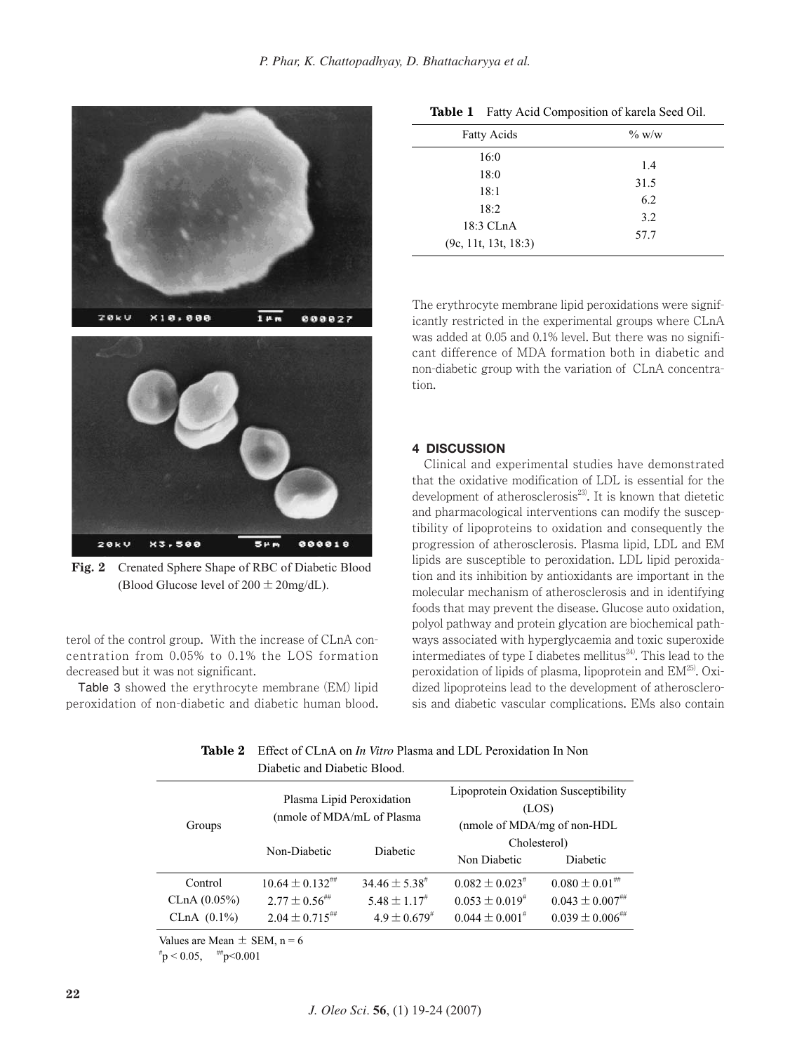Fig. 2 Crenated Sphere Shape of RBC of Diabetic Blood (Blood Glucose level of $200 \pm 20$mg/dL).

terol of the control group. With the increase of CLnA concentration from 0.05% to 0.1% the LOS formation decreased but it was not significant.

Table 3 showed the erythrocyte membrane (EM) lipid peroxidation of non-diabetic and diabetic human blood.

**Table 1** Fatty Acid Composition of karela Seed Oil.

| Fatty Acids | % w/w |
|---|---|
| 16:0 | 1.4 |
| 18:0 | 31.5 |
| 18:1 | 6.2 |
| 18:2 | 3.2 |
| 18:3 CLnA (9c, 11t, 13t, 18:3) | 57.7 |

The erythrocyte membrane lipid peroxidations were significantly restricted in the experimental groups where CLnA was added at 0.05 and 0.1% level. But there was no significant difference of MDA formation both in diabetic and non-diabetic group with the variation of CLnA concentration.

## 4 DISCUSSION

Clinical and experimental studies have demonstrated that the oxidative modification of LDL is essential for the development of atherosclerosis[23]. It is known that dietetic and pharmacological interventions can modify the susceptibility of lipoproteins to oxidation and consequently the progression of atherosclerosis. Plasma lipid, LDL and EM lipids are susceptible to peroxidation. LDL lipid peroxidation and its inhibition by antioxidants are important in the molecular mechanism of atherosclerosis and in identifying foods that may prevent the disease. Glucose auto oxidation, polyol pathway and protein glycation are biochemical pathways associated with hyperglycaemia and toxic superoxide intermediates of type I diabetes mellitus[24]. This lead to the peroxidation of lipids of plasma, lipoprotein and EM[25]. Oxidized lipoproteins lead to the development of atherosclerosis and diabetic vascular complications. EMs also contain

**Table 2** Effect of CLnA on *In Vitro* Plasma and LDL Peroxidation In Non Diabetic and Diabetic Blood.

| Groups | Plasma Lipid Peroxidation (nmole of MDA/mL of Plasma | | Lipoprotein Oxidation Susceptibility (LOS) (nmole of MDA/mg of non-HDL Cholesterol) | |
|---|---|---|---|---|
| | Non-Diabetic | Diabetic | Non Diabetic | Diabetic |
| Control | $10.64 \pm 0.132^{\#\#}$ | $34.46 \pm 5.38^{\#}$ | $0.082 \pm 0.023^{\#}$ | $0.080 \pm 0.01^{\#\#}$ |
| CLnA (0.05%) | $2.77 \pm 0.56^{\#\#}$ | $5.48 \pm 1.17^{\#}$ | $0.053 \pm 0.019^{\#}$ | $0.043 \pm 0.007^{\#\#}$ |
| CLnA (0.1%) | $2.04 \pm 0.715^{\#\#}$ | $4.9 \pm 0.679^{\#}$ | $0.044 \pm 0.001^{\#}$ | $0.039 \pm 0.006^{\#\#}$ |

Values are Mean $\pm$ SEM, n = 6

$^{\#}p < 0.05$, $^{\#\#}p<0.001$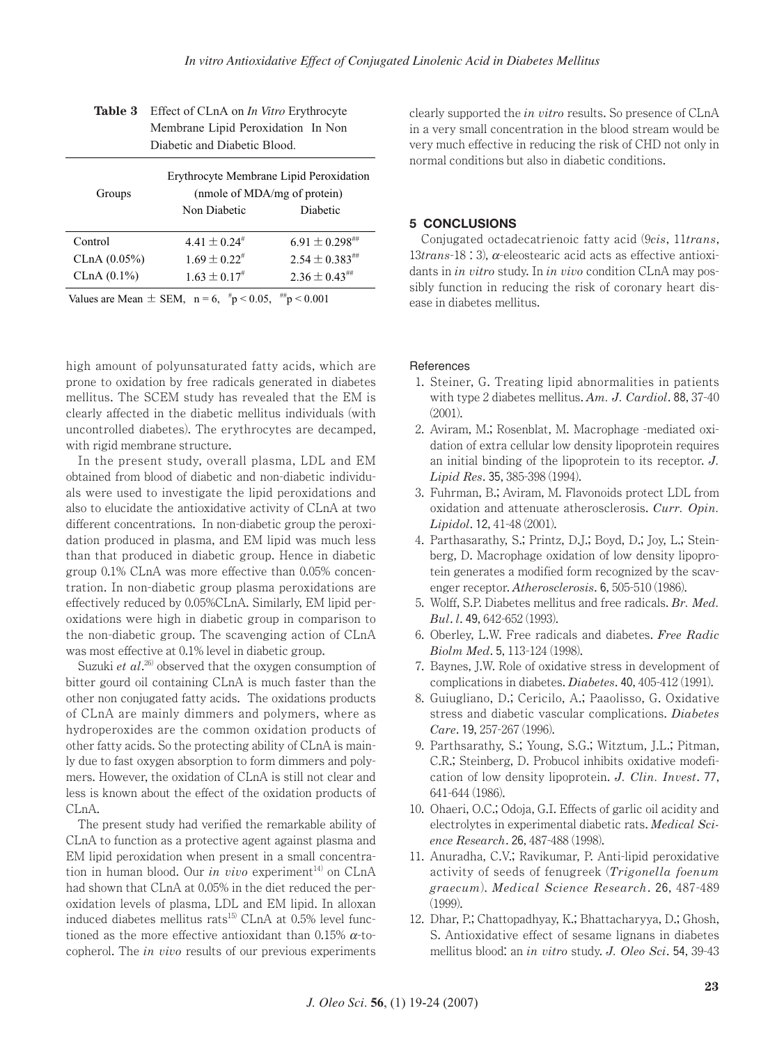**Table 3** Effect of CLnA on *In Vitro* Erythrocyte Membrane Lipid Peroxidation In Non Diabetic and Diabetic Blood.

| Groups | Erythrocyte Membrane Lipid Peroxidation (nmole of MDA/mg of protein) | |
|---|---|---|
| | Non Diabetic | Diabetic |
| Control | $4.41 \pm 0.24^{\#}$ | $6.91 \pm 0.298^{\#\#}$ |
| CLnA (0.05%) | $1.69 \pm 0.22^{\#}$ | $2.54 \pm 0.383^{\#\#}$ |
| CLnA (0.1%) | $1.63 \pm 0.17^{\#}$ | $2.36 \pm 0.43^{\#\#}$ |

Values are Mean $\pm$ SEM, n = 6, $^{\#}p < 0.05$, $^{\#\#}p < 0.001$

high amount of polyunsaturated fatty acids, which are prone to oxidation by free radicals generated in diabetes mellitus. The SCEM study has revealed that the EM is clearly affected in the diabetic mellitus individuals (with uncontrolled diabetes). The erythrocytes are decamped, with rigid membrane structure.

In the present study, overall plasma, LDL and EM obtained from blood of diabetic and non-diabetic individuals were used to investigate the lipid peroxidations and also to elucidate the antioxidative activity of CLnA at two different concentrations. In non-diabetic group the peroxidation produced in plasma, and EM lipid was much less than that produced in diabetic group. Hence in diabetic group 0.1% CLnA was more effective than 0.05% concentration. In non-diabetic group plasma peroxidations are effectively reduced by 0.05%CLnA. Similarly, EM lipid peroxidations were high in diabetic group in comparison to the non-diabetic group. The scavenging action of CLnA was most effective at 0.1% level in diabetic group.

Suzuki *et al*.[26] observed that the oxygen consumption of bitter gourd oil containing CLnA is much faster than the other non conjugated fatty acids. The oxidations products of CLnA are mainly dimmers and polymers, where as hydroperoxides are the common oxidation products of other fatty acids. So the protecting ability of CLnA is mainly due to fast oxygen absorption to form dimmers and polymers. However, the oxidation of CLnA is still not clear and less is known about the effect of the oxidation products of CLnA.

The present study had verified the remarkable ability of CLnA to function as a protective agent against plasma and EM lipid peroxidation when present in a small concentration in human blood. Our *in vivo* experiment[14] on CLnA had shown that CLnA at 0.05% in the diet reduced the peroxidation levels of plasma, LDL and EM lipid. In alloxan induced diabetes mellitus rats[15] CLnA at 0.5% level functioned as the more effective antioxidant than 0.15% $\alpha$-tocopherol. The *in vivo* results of our previous experiments clearly supported the *in vitro* results. So presence of CLnA in a very small concentration in the blood stream would be very much effective in reducing the risk of CHD not only in normal conditions but also in diabetic conditions.

## 5 CONCLUSIONS

Conjugated octadecatrienoic fatty acid (9*cis*, 11*trans*, 13*trans*-18 : 3), $\alpha$-eleostearic acid acts as effective antioxidants in *in vitro* study. In *in vivo* condition CLnA may possibly function in reducing the risk of coronary heart disease in diabetes mellitus.

## References

1. Steiner, G. Treating lipid abnormalities in patients with type 2 diabetes mellitus. *Am. J. Cardiol*. **88**, 37-40 (2001).
2. Aviram, M.; Rosenblat, M. Macrophage -mediated oxidation of extra cellular low density lipoprotein requires an initial binding of the lipoprotein to its receptor. *J. Lipid Res*. **35**, 385-398 (1994).
3. Fuhrman, B.; Aviram, M. Flavonoids protect LDL from oxidation and attenuate atherosclerosis. *Curr. Opin. Lipidol*. **12**, 41-48 (2001).
4. Parthasarathy, S.; Printz, D.J.; Boyd, D.; Joy, L.; Steinberg, D. Macrophage oxidation of low density lipoprotein generates a modified form recognized by the scavenger receptor. *Atherosclerosis*. **6**, 505-510 (1986).
5. Wolff, S.P. Diabetes mellitus and free radicals. *Br. Med. Bul. l*. **49**, 642-652 (1993).
6. Oberley, L.W. Free radicals and diabetes. *Free Radic Biolm Med*. **5**, 113-124 (1998).
7. Baynes, J.W. Role of oxidative stress in development of complications in diabetes. *Diabetes*. **40**, 405-412 (1991).
8. Guiugliano, D.; Cericilo, A.; Paaolisso, G. Oxidative stress and diabetic vascular complications. *Diabetes Care*. **19**, 257-267 (1996).
9. Parthsarathy, S.; Young, S.G.; Witztum, J.L.; Pitman, C.R.; Steinberg, D. Probucol inhibits oxidative modefication of low density lipoprotein. *J. Clin. Invest*. **77**, 641-644 (1986).
10. Ohaeri, O.C.; Odoja, G.I. Effects of garlic oil acidity and electrolytes in experimental diabetic rats. *Medical Science Research*. **26**, 487-488 (1998).
11. Anuradha, C.V.; Ravikumar, P. Anti-lipid peroxidative activity of seeds of fenugreek (*Trigonella foenum graecum*). *Medical Science Research*. **26**, 487-489 (1999).
12. Dhar, P.; Chattopadhyay, K.; Bhattacharyya, D.; Ghosh, S. Antioxidative effect of sesame lignans in diabetes mellitus blood: an *in vitro* study. *J. Oleo Sci*. **54**, 39-43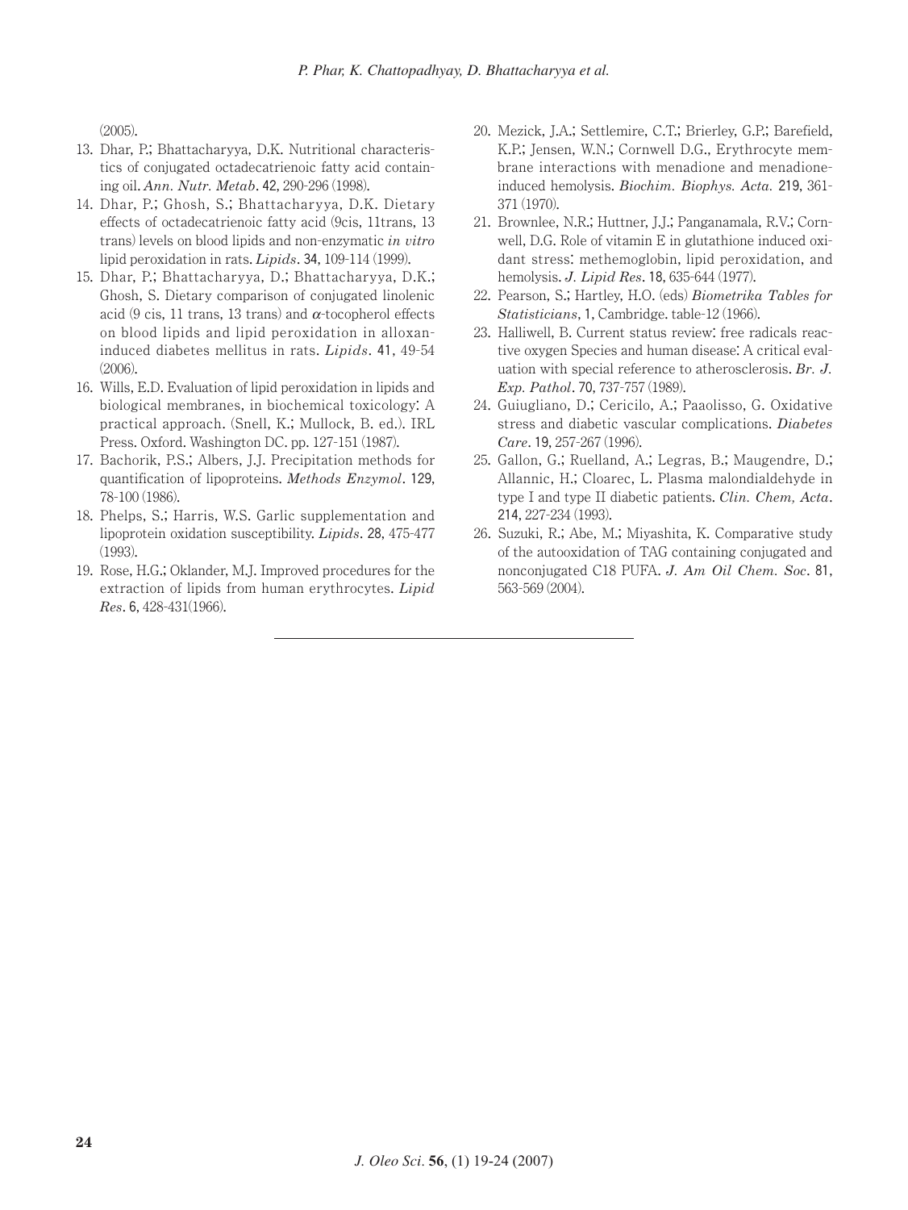(2005).

13. Dhar, P.; Bhattacharyya, D.K. Nutritional characteristics of conjugated octadecatrienoic fatty acid containing oil. *Ann. Nutr. Metab*. 42, 290-296 (1998).
14. Dhar, P.; Ghosh, S.; Bhattacharyya, D.K. Dietary effects of octadecatrienoic fatty acid (9cis, 11trans, 13 trans) levels on blood lipids and non-enzymatic *in vitro* lipid peroxidation in rats. *Lipids*. 34, 109-114 (1999).
15. Dhar, P.; Bhattacharyya, D.; Bhattacharyya, D.K.; Ghosh, S. Dietary comparison of conjugated linolenic acid (9 cis, 11 trans, 13 trans) and $\alpha$-tocopherol effects on blood lipids and lipid peroxidation in alloxan-induced diabetes mellitus in rats. *Lipids*. 41, 49-54 (2006).
16. Wills, E.D. Evaluation of lipid peroxidation in lipids and biological membranes, in biochemical toxicology: A practical approach. (Snell, K.; Mullock, B. ed.). IRL Press. Oxford. Washington DC. pp. 127-151 (1987).
17. Bachorik, P.S.; Albers, J.J. Precipitation methods for quantification of lipoproteins. *Methods Enzymol*. 129, 78-100 (1986).
18. Phelps, S.; Harris, W.S. Garlic supplementation and lipoprotein oxidation susceptibility. *Lipids*. 28, 475-477 (1993).
19. Rose, H.G.; Oklander, M.J. Improved procedures for the extraction of lipids from human erythrocytes. *Lipid Res*. 6, 428-431(1966).
20. Mezick, J.A.; Settlemire, C.T.; Brierley, G.P.; Barefield, K.P.; Jensen, W.N.; Cornwell D.G., Erythrocyte membrane interactions with menadione and menadione-induced hemolysis. *Biochim. Biophys. Acta.* 219, 361-371 (1970).
21. Brownlee, N.R.; Huttner, J.J.; Panganamala, R.V.; Cornwell, D.G. Role of vitamin E in glutathione induced oxidant stress: methemoglobin, lipid peroxidation, and hemolysis. *J. Lipid Res*. 18, 635-644 (1977).
22. Pearson, S.; Hartley, H.O. (eds) *Biometrika Tables for Statisticians*, 1, Cambridge. table-12 (1966).
23. Halliwell, B. Current status review: free radicals reactive oxygen Species and human disease: A critical evaluation with special reference to atherosclerosis. *Br. J. Exp. Pathol*. 70, 737-757 (1989).
24. Guiugliano, D.; Cericilo, A.; Paaolisso, G. Oxidative stress and diabetic vascular complications. *Diabetes Care*. 19, 257-267 (1996).
25. Gallon, G.; Ruelland, A.; Legras, B.; Maugendre, D.; Allannic, H.; Cloarec, L. Plasma malondialdehyde in type I and type II diabetic patients. *Clin. Chem, Acta*. 214, 227-234 (1993).
26. Suzuki, R.; Abe, M.; Miyashita, K. Comparative study of the autooxidation of TAG containing conjugated and nonconjugated C18 PUFA. *J. Am Oil Chem. Soc*. 81, 563-569 (2004).